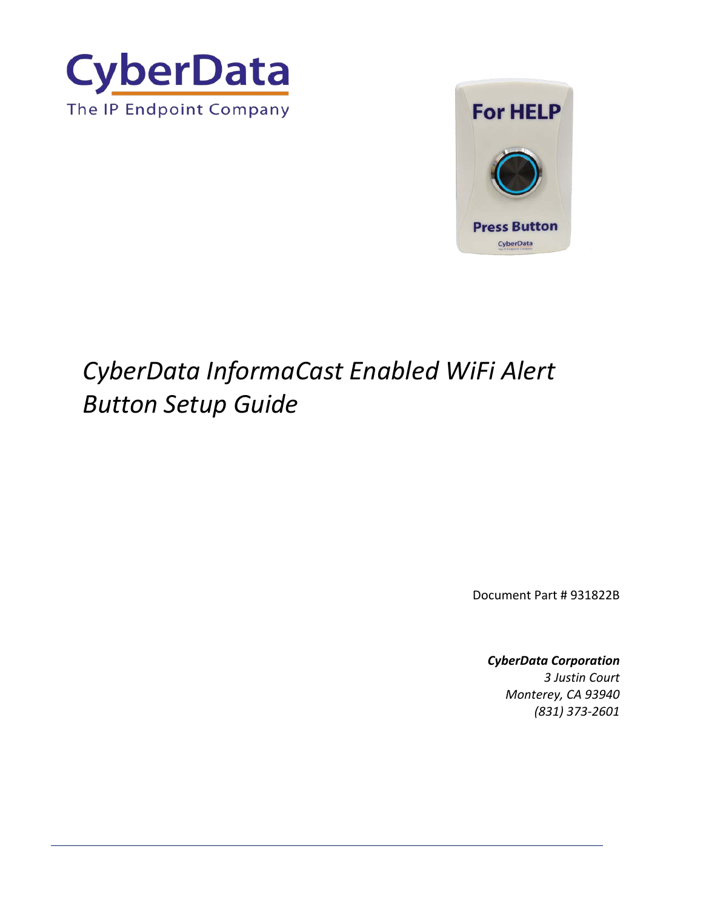CyberData
The IP Endpoint Company

# *CyberData InformaCast Enabled WiFi Alert Button Setup Guide*

Document Part # 931822B

***CyberData Corporation***
*3 Justin Court*
*Monterey, CA 93940*
*(831) 373-2601*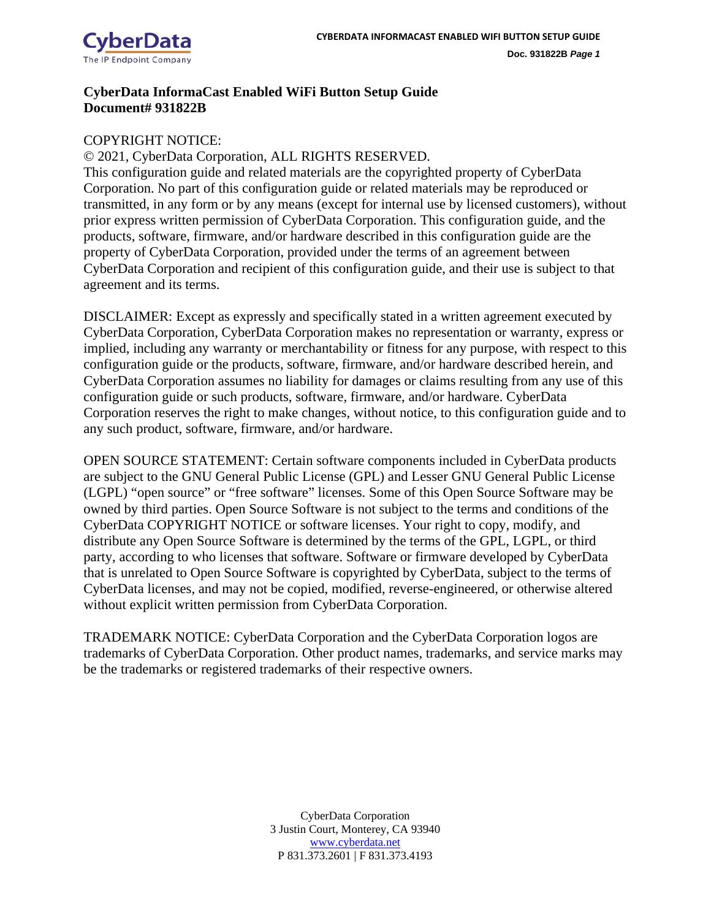**CyberData InformaCast Enabled WiFi Button Setup Guide**
**Document# 931822B**

COPYRIGHT NOTICE:
© 2021, CyberData Corporation, ALL RIGHTS RESERVED.
This configuration guide and related materials are the copyrighted property of CyberData Corporation. No part of this configuration guide or related materials may be reproduced or transmitted, in any form or by any means (except for internal use by licensed customers), without prior express written permission of CyberData Corporation. This configuration guide, and the products, software, firmware, and/or hardware described in this configuration guide are the property of CyberData Corporation, provided under the terms of an agreement between CyberData Corporation and recipient of this configuration guide, and their use is subject to that agreement and its terms.

DISCLAIMER: Except as expressly and specifically stated in a written agreement executed by CyberData Corporation, CyberData Corporation makes no representation or warranty, express or implied, including any warranty or merchantability or fitness for any purpose, with respect to this configuration guide or the products, software, firmware, and/or hardware described herein, and CyberData Corporation assumes no liability for damages or claims resulting from any use of this configuration guide or such products, software, firmware, and/or hardware. CyberData Corporation reserves the right to make changes, without notice, to this configuration guide and to any such product, software, firmware, and/or hardware.

OPEN SOURCE STATEMENT: Certain software components included in CyberData products are subject to the GNU General Public License (GPL) and Lesser GNU General Public License (LGPL) "open source" or "free software" licenses. Some of this Open Source Software may be owned by third parties. Open Source Software is not subject to the terms and conditions of the CyberData COPYRIGHT NOTICE or software licenses. Your right to copy, modify, and distribute any Open Source Software is determined by the terms of the GPL, LGPL, or third party, according to who licenses that software. Software or firmware developed by CyberData that is unrelated to Open Source Software is copyrighted by CyberData, subject to the terms of CyberData licenses, and may not be copied, modified, reverse-engineered, or otherwise altered without explicit written permission from CyberData Corporation.

TRADEMARK NOTICE: CyberData Corporation and the CyberData Corporation logos are trademarks of CyberData Corporation. Other product names, trademarks, and service marks may be the trademarks or registered trademarks of their respective owners.

CyberData Corporation
3 Justin Court, Monterey, CA 93940
www.cyberdata.net
P 831.373.2601 | F 831.373.4193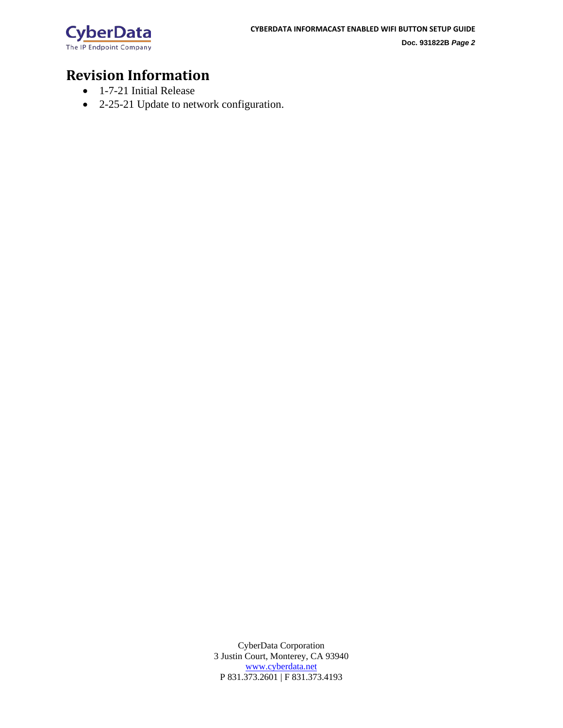# Revision Information

- 1-7-21 Initial Release
- 2-25-21 Update to network configuration.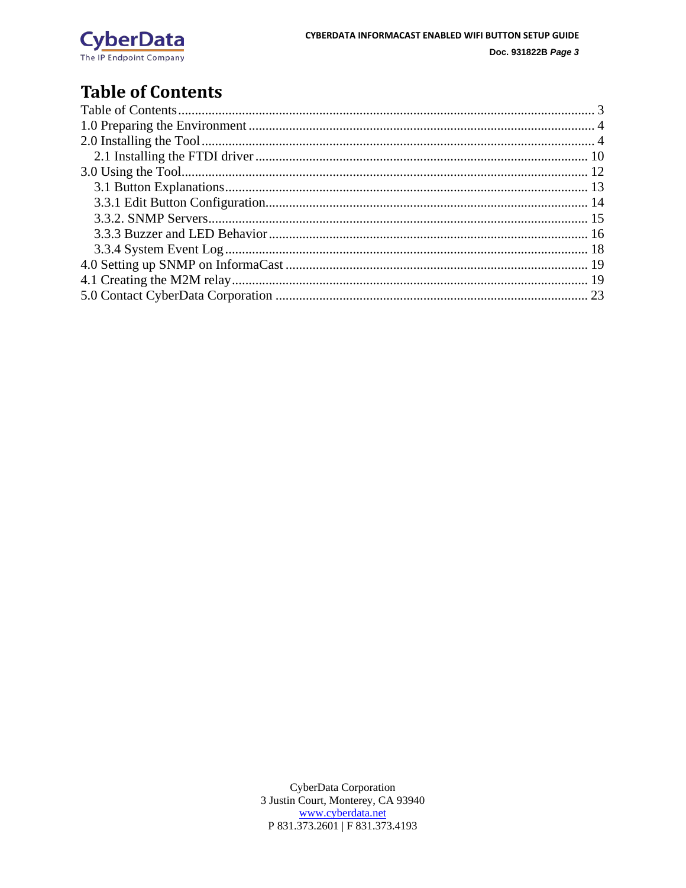# Table of Contents

Table of Contents ........................................................................................................................ 3
1.0 Preparing the Environment ..................................................................................................... 4
2.0 Installing the Tool .................................................................................................................. 4
    2.1 Installing the FTDI driver ................................................................................................. 10
3.0 Using the Tool....................................................................................................................... 12
    3.1 Button Explanations.......................................................................................................... 13
    3.3.1 Edit Button Configuration............................................................................................... 14
    3.3.2. SNMP Servers................................................................................................................ 15
    3.3.3 Buzzer and LED Behavior .............................................................................................. 16
    3.3.4 System Event Log ........................................................................................................... 18
4.0 Setting up SNMP on InformaCast ........................................................................................ 19
4.1 Creating the M2M relay......................................................................................................... 19
5.0 Contact CyberData Corporation ............................................................................................ 23

CyberData Corporation
3 Justin Court, Monterey, CA 93940
www.cyberdata.net
P 831.373.2601 | F 831.373.4193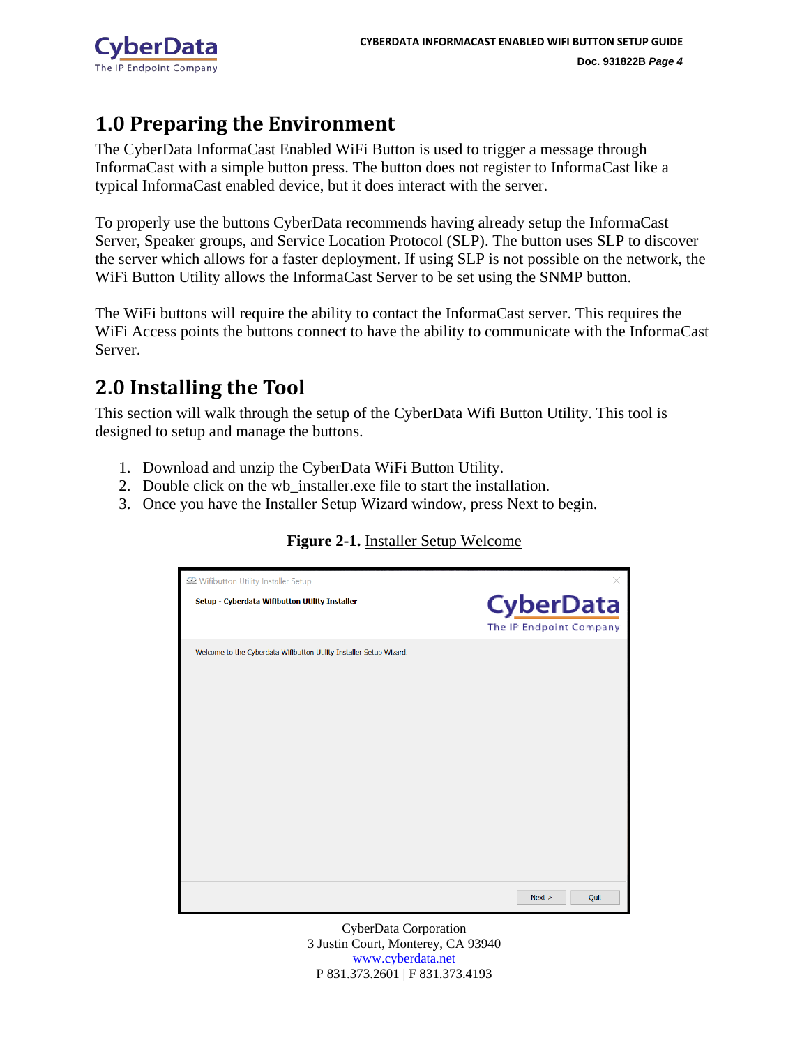# 1.0 Preparing the Environment

The CyberData InformaCast Enabled WiFi Button is used to trigger a message through InformaCast with a simple button press. The button does not register to InformaCast like a typical InformaCast enabled device, but it does interact with the server.

To properly use the buttons CyberData recommends having already setup the InformaCast Server, Speaker groups, and Service Location Protocol (SLP). The button uses SLP to discover the server which allows for a faster deployment. If using SLP is not possible on the network, the WiFi Button Utility allows the InformaCast Server to be set using the SNMP button.

The WiFi buttons will require the ability to contact the InformaCast server. This requires the WiFi Access points the buttons connect to have the ability to communicate with the InformaCast Server.

# 2.0 Installing the Tool

This section will walk through the setup of the CyberData Wifi Button Utility. This tool is designed to setup and manage the buttons.

1. Download and unzip the CyberData WiFi Button Utility.
2. Double click on the wb_installer.exe file to start the installation.
3. Once you have the Installer Setup Wizard window, press Next to begin.

**Figure 2-1.** Installer Setup Welcome

Wifibutton Utility Installer Setup

**Setup - Cyberdata Wifibutton Utility Installer**

Welcome to the Cyberdata Wifibutton Utility Installer Setup Wizard.

Next > Quit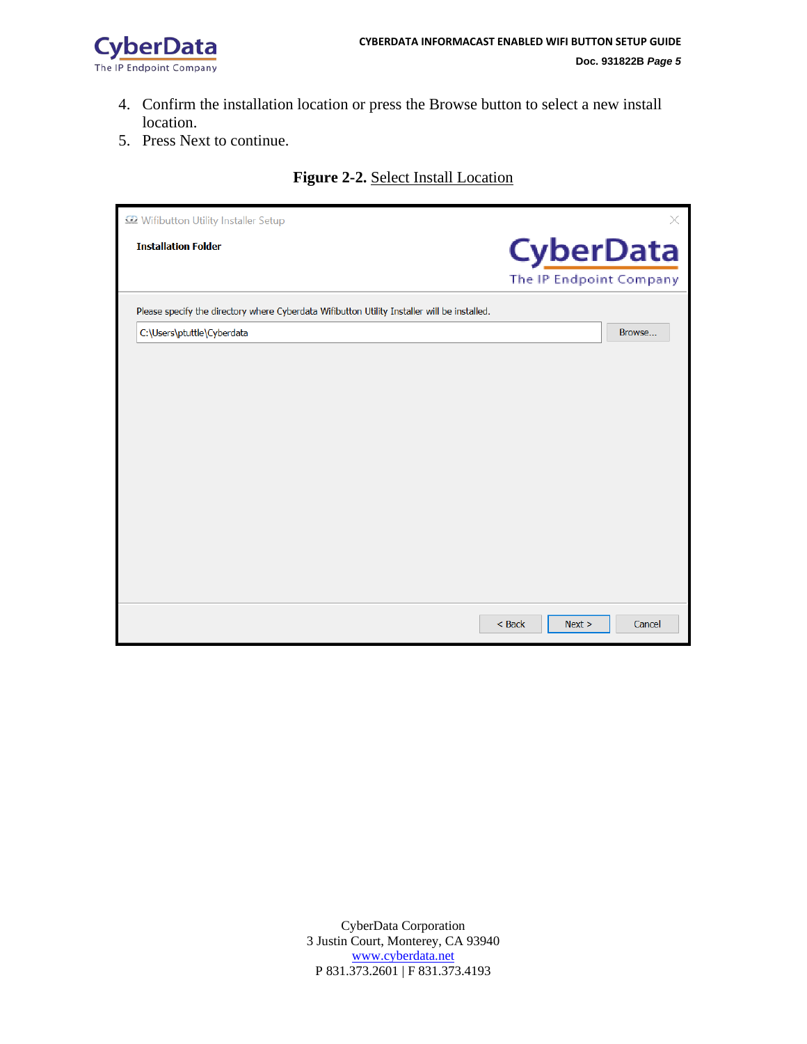4. Confirm the installation location or press the Browse button to select a new install location.
5. Press Next to continue.

**Figure 2-2.** Select Install Location

CyberData Corporation
3 Justin Court, Monterey, CA 93940
www.cyberdata.net
P 831.373.2601 | F 831.373.4193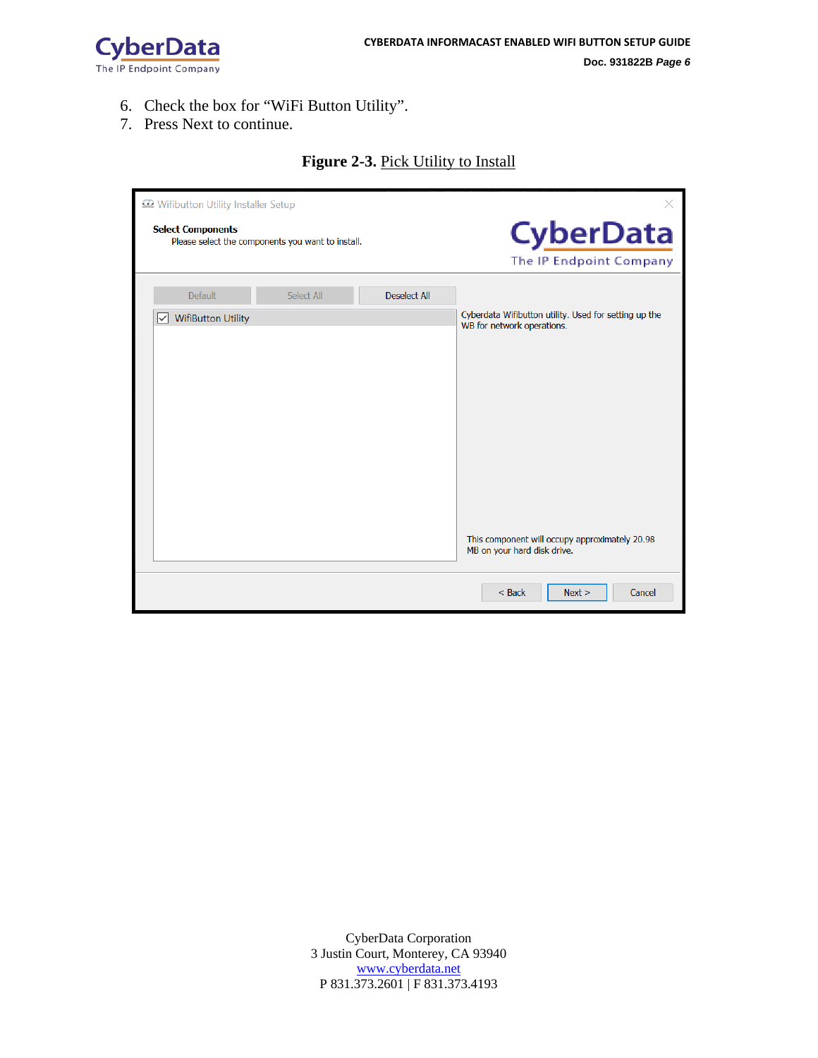6. Check the box for "WiFi Button Utility".
7. Press Next to continue.

**Figure 2-3.** Pick Utility to Install

Wifibutton Utility Installer Setup

**Select Components**

Please select the components you want to install.

Default | Select All | Deselect All

☑ WifiButton Utility

Cyberdata Wifibutton utility. Used for setting up the WB for network operations.

This component will occupy approximately 20.98 MB on your hard disk drive.

< Back | Next > | Cancel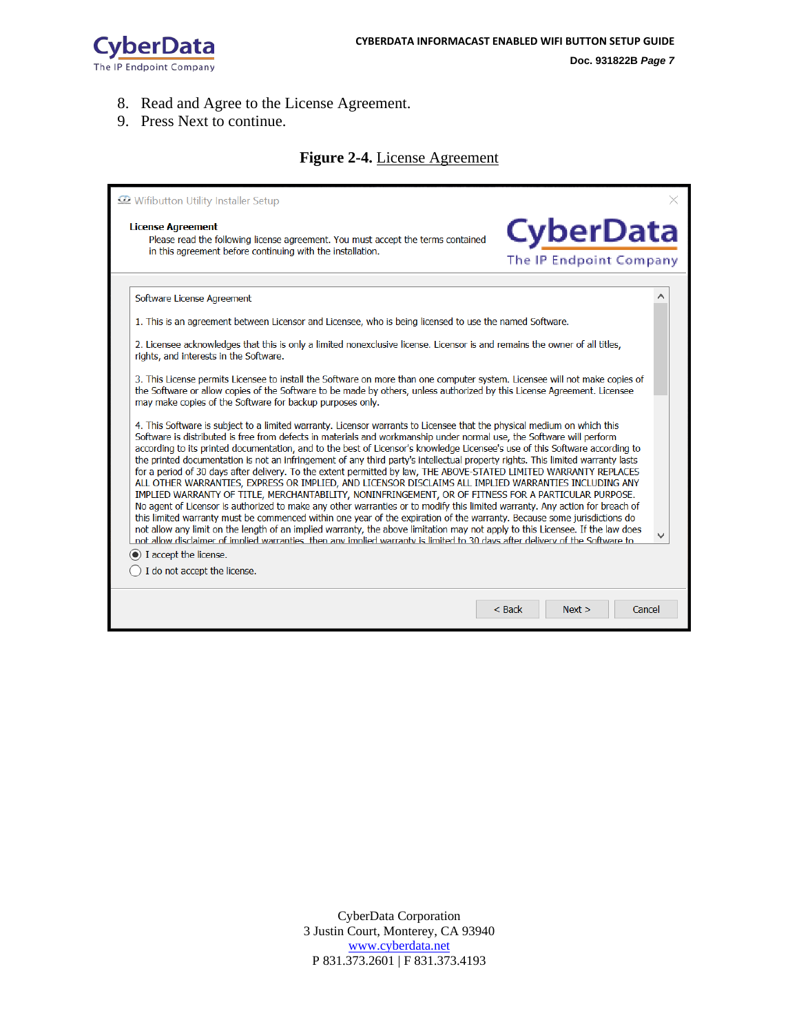8. Read and Agree to the License Agreement.
9. Press Next to continue.

**Figure 2-4.** License Agreement

Wifibutton Utility Installer Setup

**License Agreement**

Please read the following license agreement. You must accept the terms contained in this agreement before continuing with the installation.

CyberData
The IP Endpoint Company

Software License Agreement

1. This is an agreement between Licensor and Licensee, who is being licensed to use the named Software.

2. Licensee acknowledges that this is only a limited nonexclusive license. Licensor is and remains the owner of all titles, rights, and interests in the Software.

3. This License permits Licensee to install the Software on more than one computer system. Licensee will not make copies of the Software or allow copies of the Software to be made by others, unless authorized by this License Agreement. Licensee may make copies of the Software for backup purposes only.

4. This Software is subject to a limited warranty. Licensor warrants to Licensee that the physical medium on which this Software is distributed is free from defects in materials and workmanship under normal use, the Software will perform according to its printed documentation, and to the best of Licensor's knowledge Licensee's use of this Software according to the printed documentation is not an infringement of any third party's intellectual property rights. This limited warranty lasts for a period of 30 days after delivery. To the extent permitted by law, THE ABOVE-STATED LIMITED WARRANTY REPLACES ALL OTHER WARRANTIES, EXPRESS OR IMPLIED, AND LICENSOR DISCLAIMS ALL IMPLIED WARRANTIES INCLUDING ANY IMPLIED WARRANTY OF TITLE, MERCHANTABILITY, NONINFRINGEMENT, OR OF FITNESS FOR A PARTICULAR PURPOSE. No agent of Licensor is authorized to make any other warranties or to modify this limited warranty. Any action for breach of this limited warranty must be commenced within one year of the expiration of the warranty. Because some jurisdictions do not allow any limit on the length of an implied warranty, the above limitation may not apply to this Licensee. If the law does not allow disclaimer of implied warranties, then any implied warranty is limited to 30 days after delivery of the Software to

(•) I accept the license.

( ) I do not accept the license.

< Back | Next > | Cancel

CyberData Corporation
3 Justin Court, Monterey, CA 93940
www.cyberdata.net
P 831.373.2601 | F 831.373.4193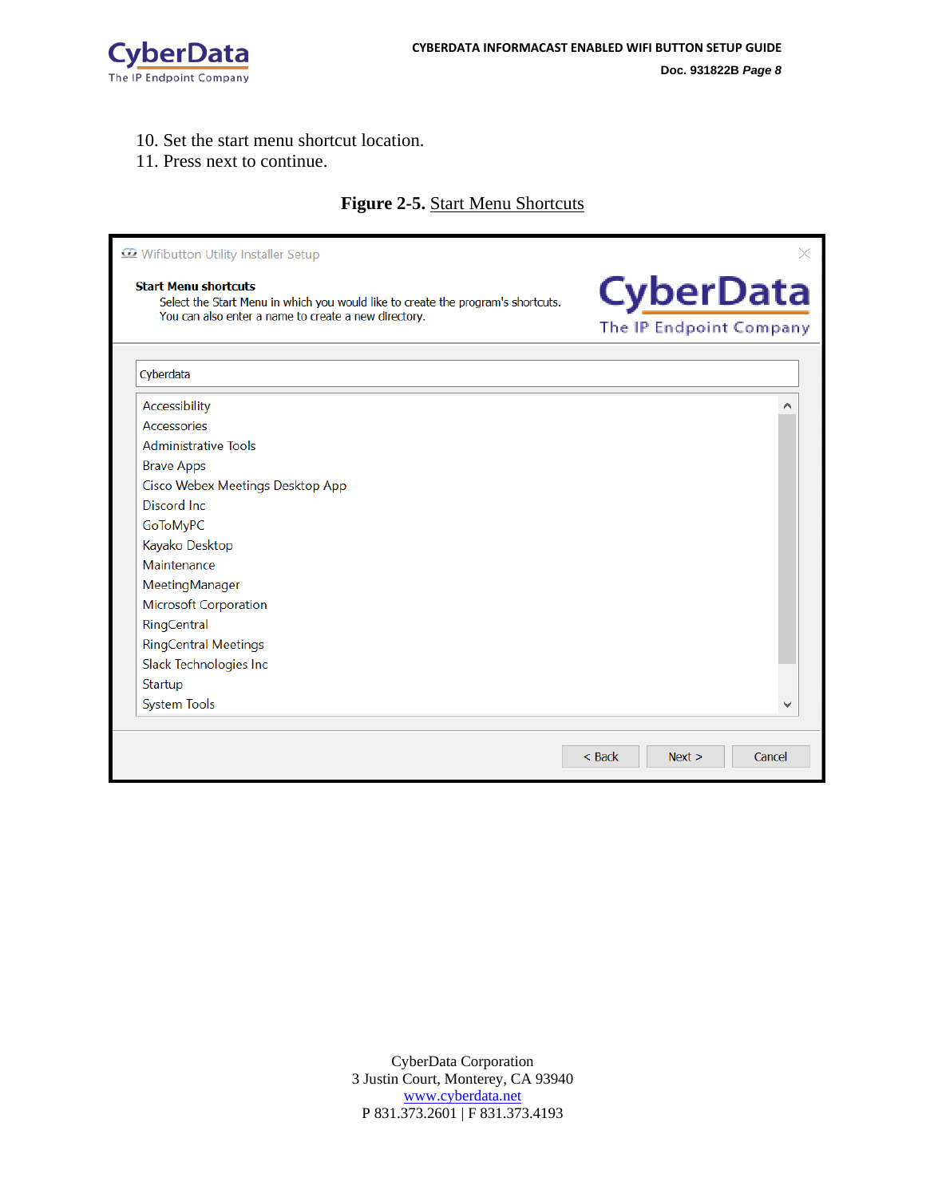10. Set the start menu shortcut location.
11. Press next to continue.

**Figure 2-5.** Start Menu Shortcuts

Wifibutton Utility Installer Setup

**Start Menu shortcuts**

Select the Start Menu in which you would like to create the program's shortcuts. You can also enter a name to create a new directory.

Cyberdata

Accessibility
Accessories
Administrative Tools
Brave Apps
Cisco Webex Meetings Desktop App
Discord Inc
GoToMyPC
Kayako Desktop
Maintenance
MeetingManager
Microsoft Corporation
RingCentral
RingCentral Meetings
Slack Technologies Inc
Startup
System Tools

< Back | Next > | Cancel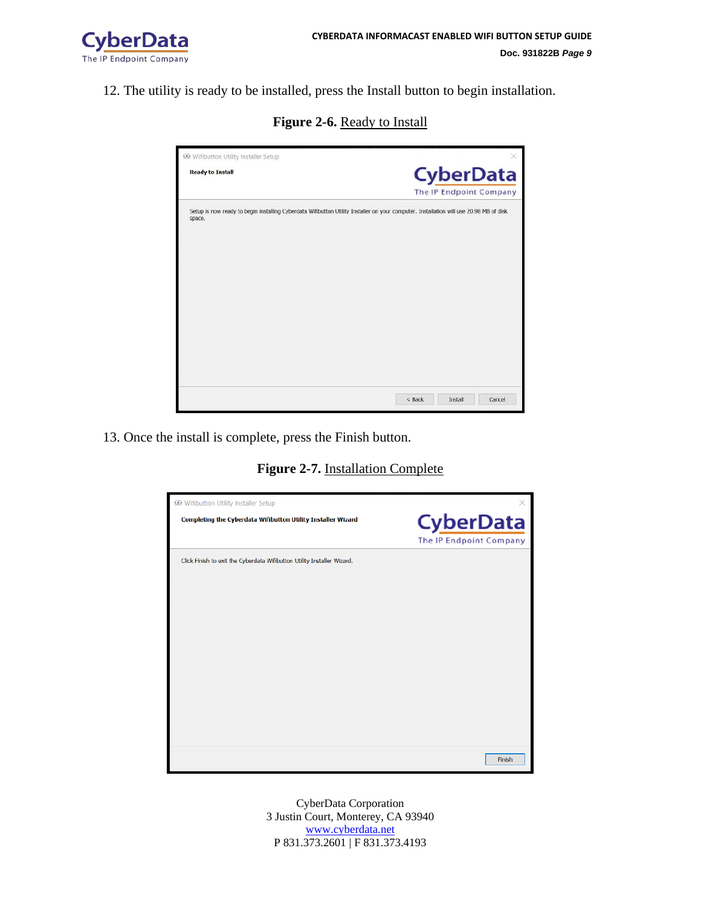12. The utility is ready to be installed, press the Install button to begin installation.

**Figure 2-6.** Ready to Install

Wifibutton Utility Installer Setup

**Ready to Install**

Setup is now ready to begin installing Cyberdata Wifibutton Utility Installer on your computer. Installation will use 20.98 MB of disk space.

< Back | Install | Cancel

13. Once the install is complete, press the Finish button.

**Figure 2-7.** Installation Complete

Wifibutton Utility Installer Setup

**Completing the Cyberdata Wifibutton Utility Installer Wizard**

Click Finish to exit the Cyberdata Wifibutton Utility Installer Wizard.

Finish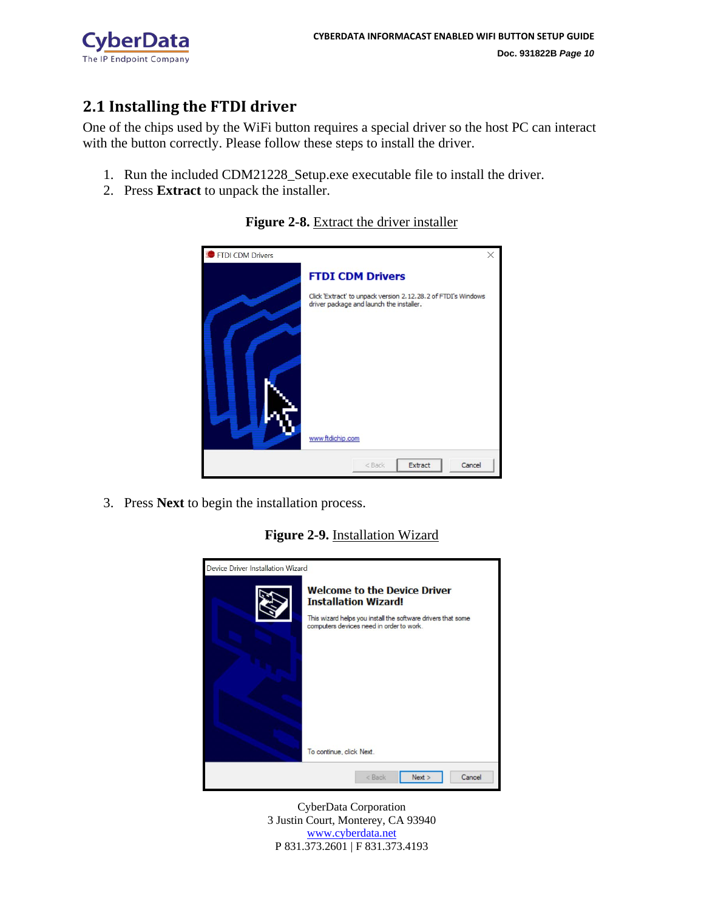## 2.1 Installing the FTDI driver

One of the chips used by the WiFi button requires a special driver so the host PC can interact with the button correctly. Please follow these steps to install the driver.

1. Run the included CDM21228_Setup.exe executable file to install the driver.
2. Press **Extract** to unpack the installer.

**Figure 2-8.** Extract the driver installer

3. Press **Next** to begin the installation process.

**Figure 2-9.** Installation Wizard

CyberData Corporation
3 Justin Court, Monterey, CA 93940
www.cyberdata.net
P 831.373.2601 | F 831.373.4193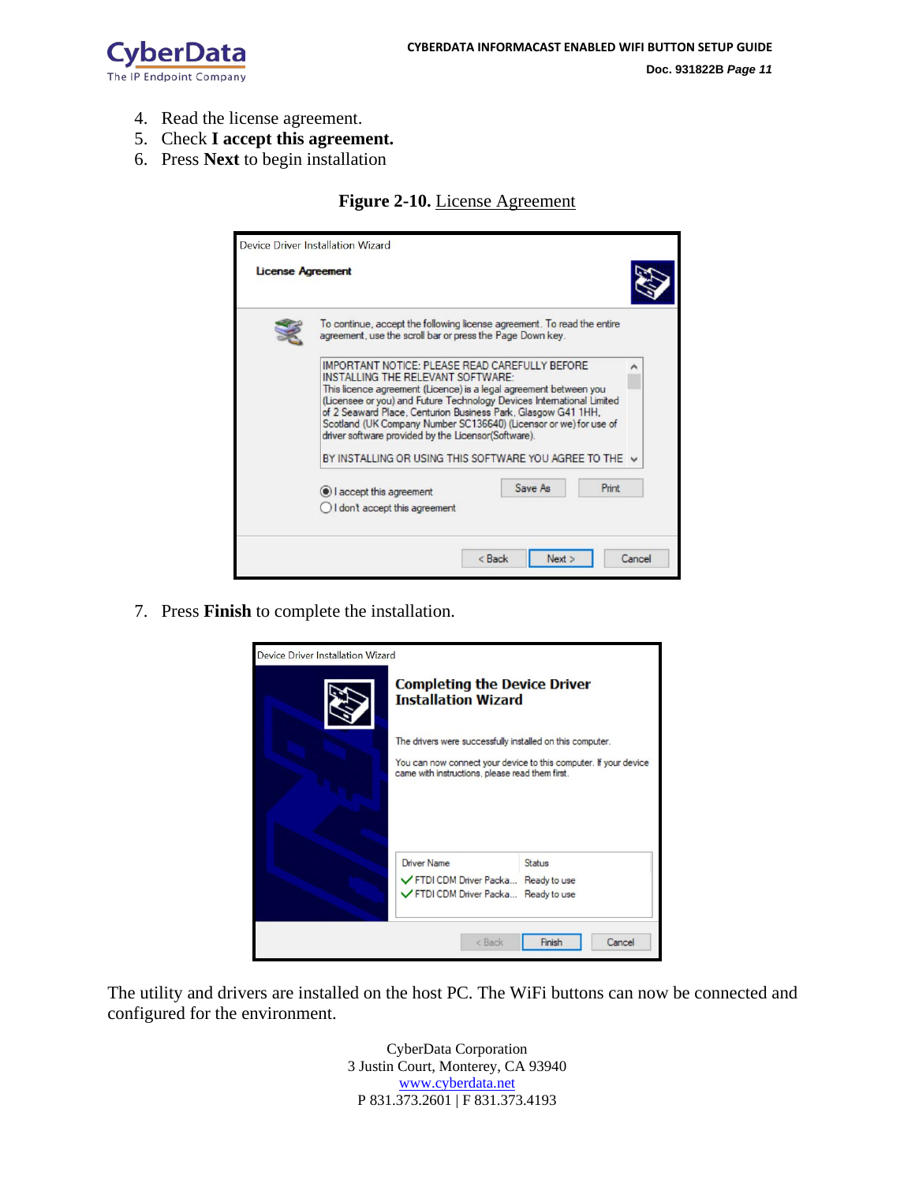4. Read the license agreement.
5. Check **I accept this agreement.**
6. Press **Next** to begin installation

**Figure 2-10.** License Agreement

7. Press **Finish** to complete the installation.

The utility and drivers are installed on the host PC. The WiFi buttons can now be connected and configured for the environment.

CyberData Corporation
3 Justin Court, Monterey, CA 93940
www.cyberdata.net
P 831.373.2601 | F 831.373.4193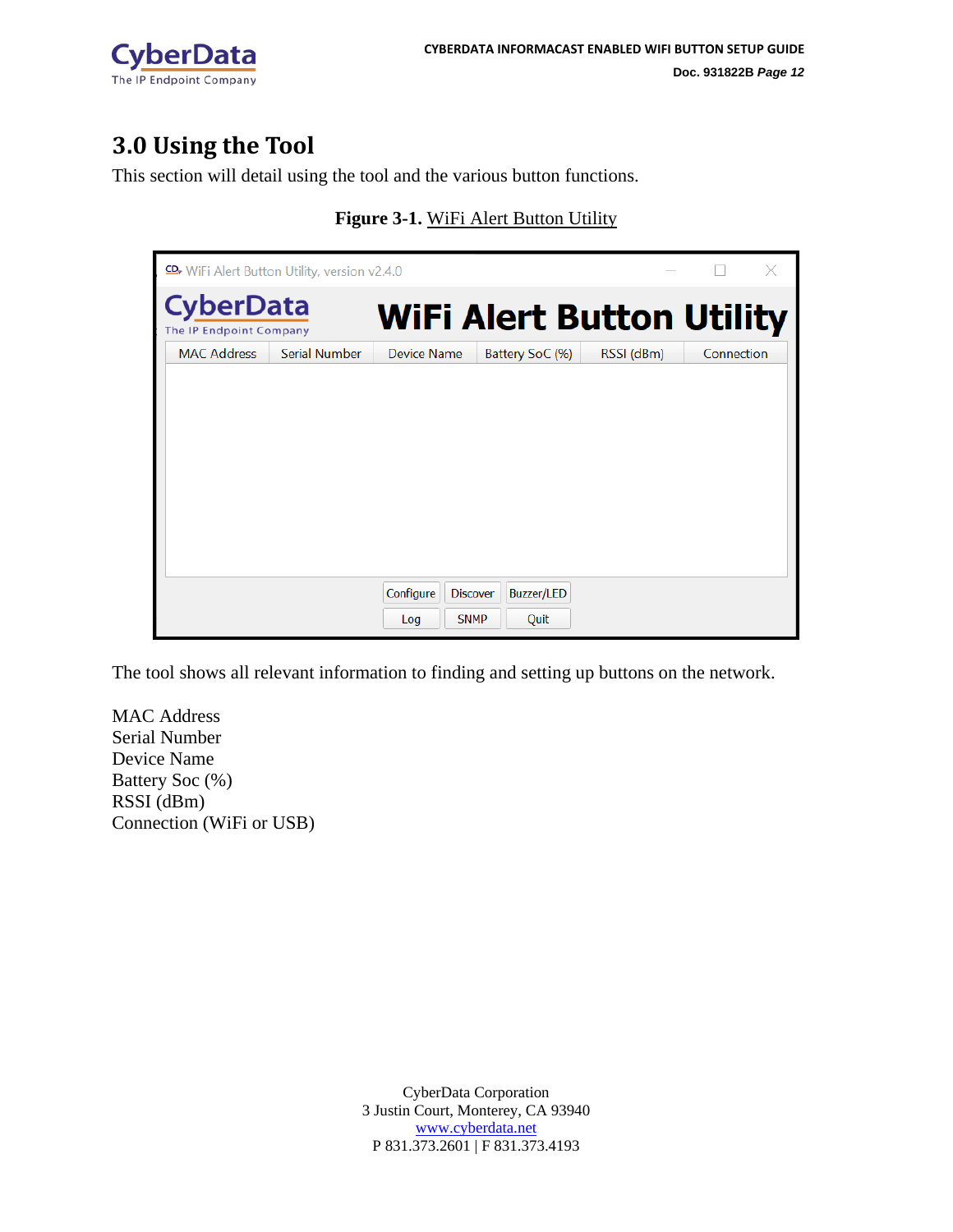# 3.0 Using the Tool

This section will detail using the tool and the various button functions.

**Figure 3-1.** WiFi Alert Button Utility

The tool shows all relevant information to finding and setting up buttons on the network.

MAC Address
Serial Number
Device Name
Battery Soc (%)
RSSI (dBm)
Connection (WiFi or USB)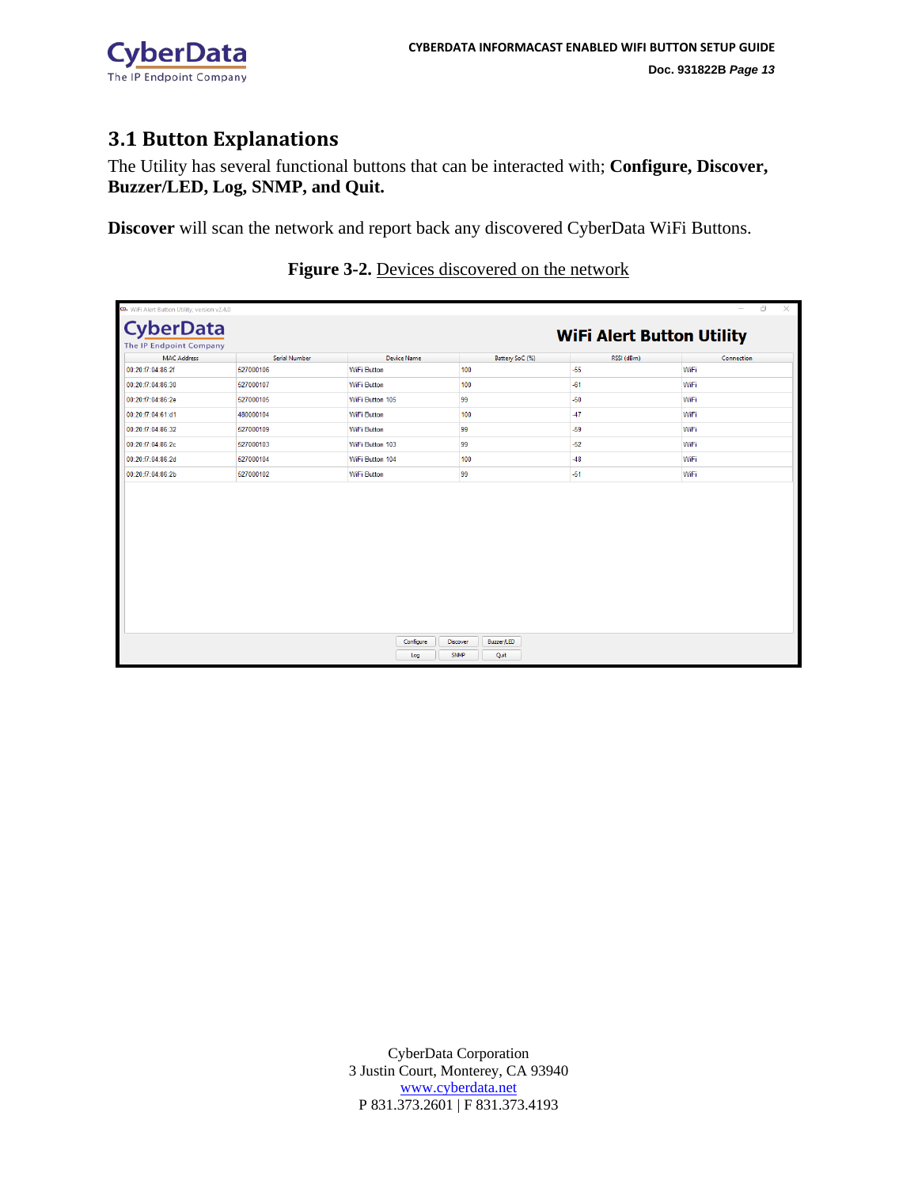## 3.1 Button Explanations

The Utility has several functional buttons that can be interacted with; **Configure, Discover, Buzzer/LED, Log, SNMP, and Quit.**

**Discover** will scan the network and report back any discovered CyberData WiFi Buttons.

**Figure 3-2.** Devices discovered on the network

WiFi Alert Button Utility

| MAC Address | Serial Number | Device Name | Battery SoC (%) | RSSI (dBm) | Connection |
|---|---|---|---|---|---|
| 00:20:f7:04:86:2f | 527000106 | WiFi Button | 100 | -55 | WiFi |
| 00:20:f7:04:86:30 | 527000107 | WiFi Button | 100 | -61 | WiFi |
| 00:20:f7:04:86:2e | 527000105 | WiFi Button 105 | 99 | -50 | WiFi |
| 00:20:f7:04:61:d1 | 480000104 | WiFi Button | 100 | -47 | WiFi |
| 00:20:f7:04:86:32 | 527000109 | WiFi Button | 99 | -59 | WiFi |
| 00:20:f7:04:86:2c | 527000103 | WiFi Button 103 | 99 | -52 | WiFi |
| 00:20:f7:04:86:2d | 527000104 | WiFi Button 104 | 100 | -48 | WiFi |
| 00:20:f7:04:86:2b | 527000102 | WiFi Button | 99 | -51 | WiFi |

Configure | Discover | Buzzer/LED | Log | SNMP | Quit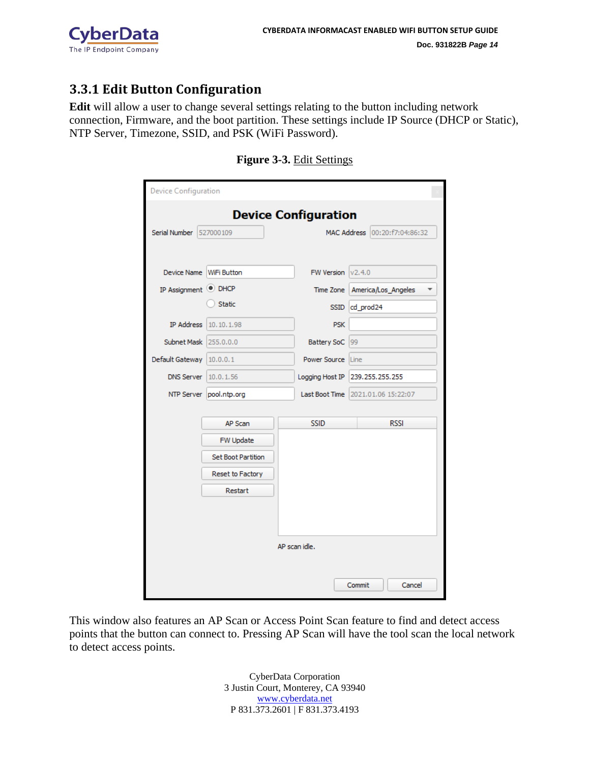### 3.3.1 Edit Button Configuration

**Edit** will allow a user to change several settings relating to the button including network connection, Firmware, and the boot partition. These settings include IP Source (DHCP or Static), NTP Server, Timezone, SSID, and PSK (WiFi Password).

**Figure 3-3.** Edit Settings

This window also features an AP Scan or Access Point Scan feature to find and detect access points that the button can connect to. Pressing AP Scan will have the tool scan the local network to detect access points.

CyberData Corporation
3 Justin Court, Monterey, CA 93940
www.cyberdata.net
P 831.373.2601 | F 831.373.4193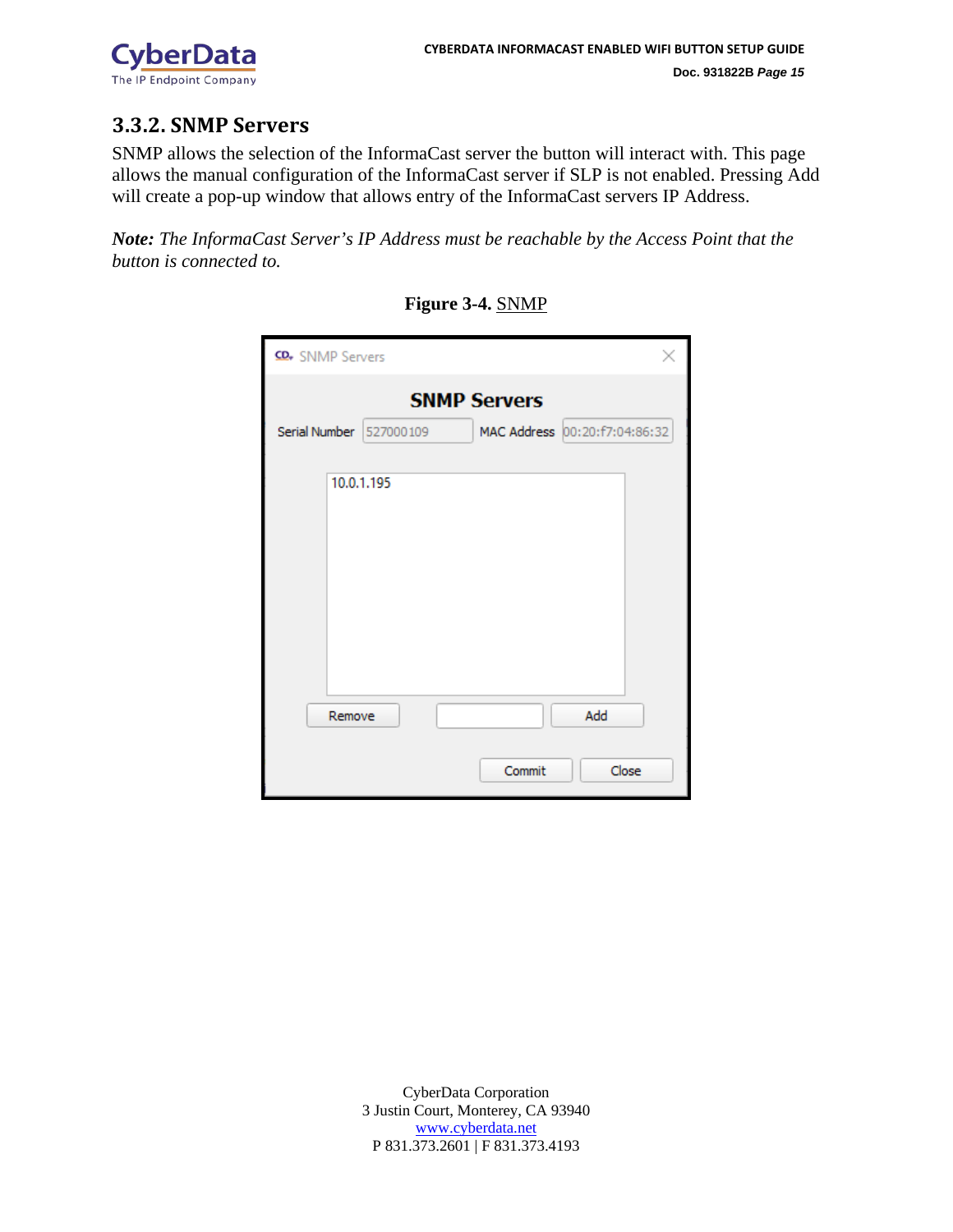### 3.3.2. SNMP Servers

SNMP allows the selection of the InformaCast server the button will interact with. This page allows the manual configuration of the InformaCast server if SLP is not enabled. Pressing Add will create a pop-up window that allows entry of the InformaCast servers IP Address.

***Note:** The InformaCast Server's IP Address must be reachable by the Access Point that the button is connected to.*

**Figure 3-4.** SNMP

SNMP Servers

**SNMP Servers**

Serial Number 527000109 MAC Address 00:20:f7:04:86:32

10.0.1.195

Remove Add

Commit Close

CyberData Corporation
3 Justin Court, Monterey, CA 93940
www.cyberdata.net
P 831.373.2601 | F 831.373.4193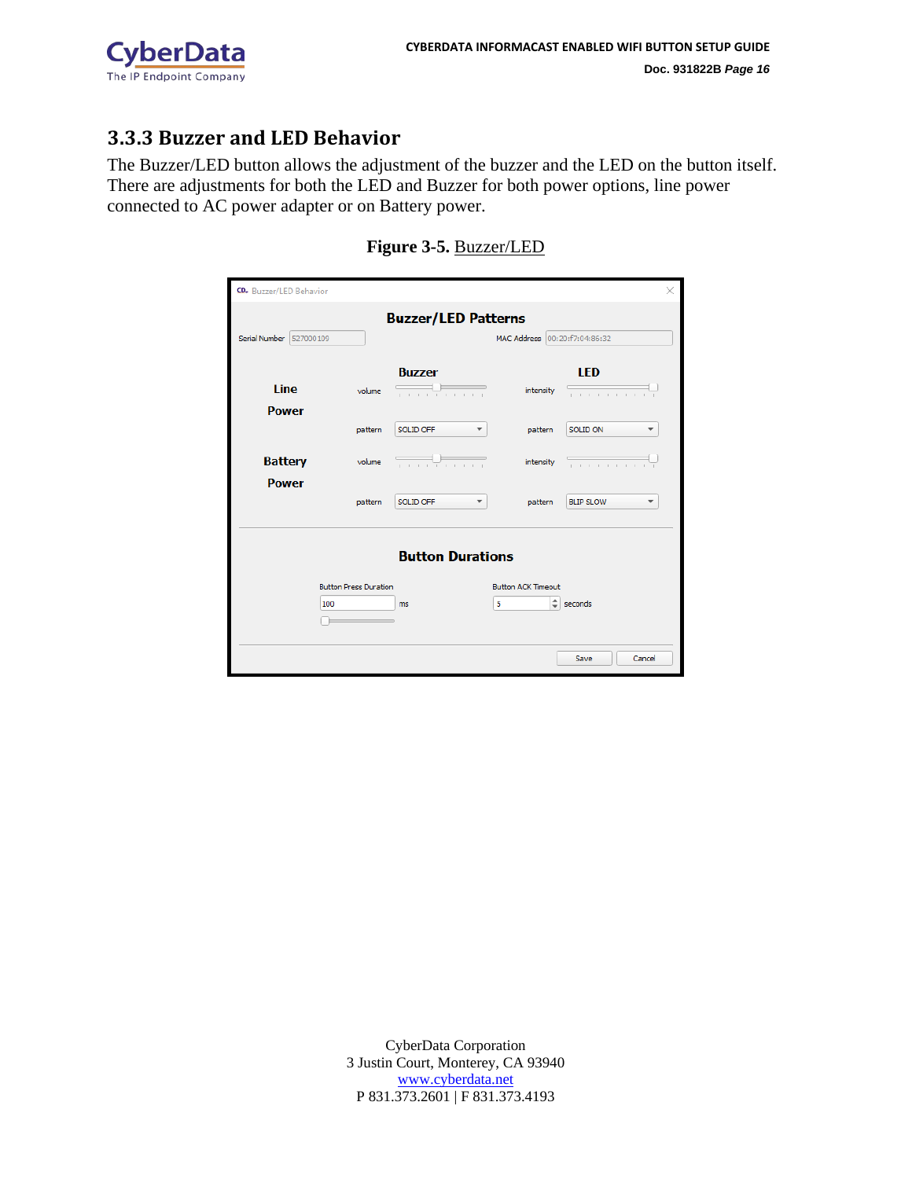### 3.3.3 Buzzer and LED Behavior

The Buzzer/LED button allows the adjustment of the buzzer and the LED on the button itself. There are adjustments for both the LED and Buzzer for both power options, line power connected to AC power adapter or on Battery power.

**Figure 3-5.** Buzzer/LED

CyberData Corporation
3 Justin Court, Monterey, CA 93940
www.cyberdata.net
P 831.373.2601 | F 831.373.4193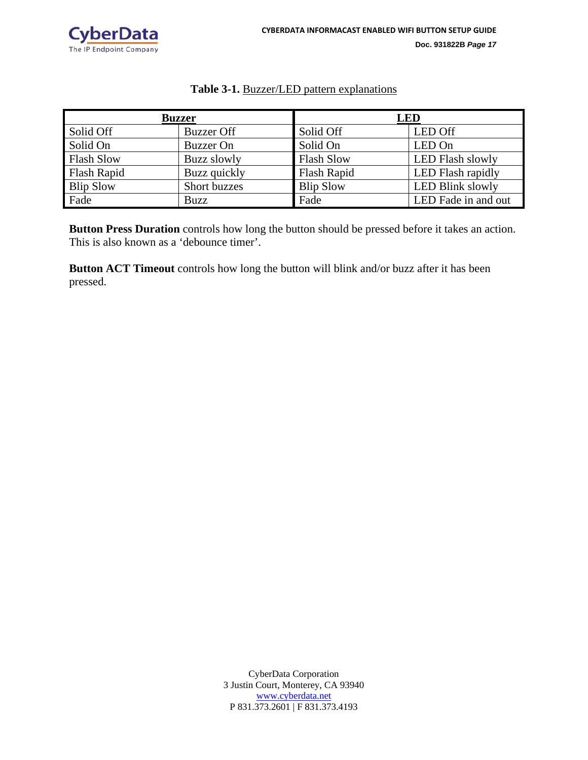**Table 3-1.** Buzzer/LED pattern explanations

| Buzzer | | LED | |
|---|---|---|---|
| Solid Off | Buzzer Off | Solid Off | LED Off |
| Solid On | Buzzer On | Solid On | LED On |
| Flash Slow | Buzz slowly | Flash Slow | LED Flash slowly |
| Flash Rapid | Buzz quickly | Flash Rapid | LED Flash rapidly |
| Blip Slow | Short buzzes | Blip Slow | LED Blink slowly |
| Fade | Buzz | Fade | LED Fade in and out |

**Button Press Duration** controls how long the button should be pressed before it takes an action. This is also known as a 'debounce timer'.

**Button ACT Timeout** controls how long the button will blink and/or buzz after it has been pressed.

CyberData Corporation
3 Justin Court, Monterey, CA 93940
www.cyberdata.net
P 831.373.2601 | F 831.373.4193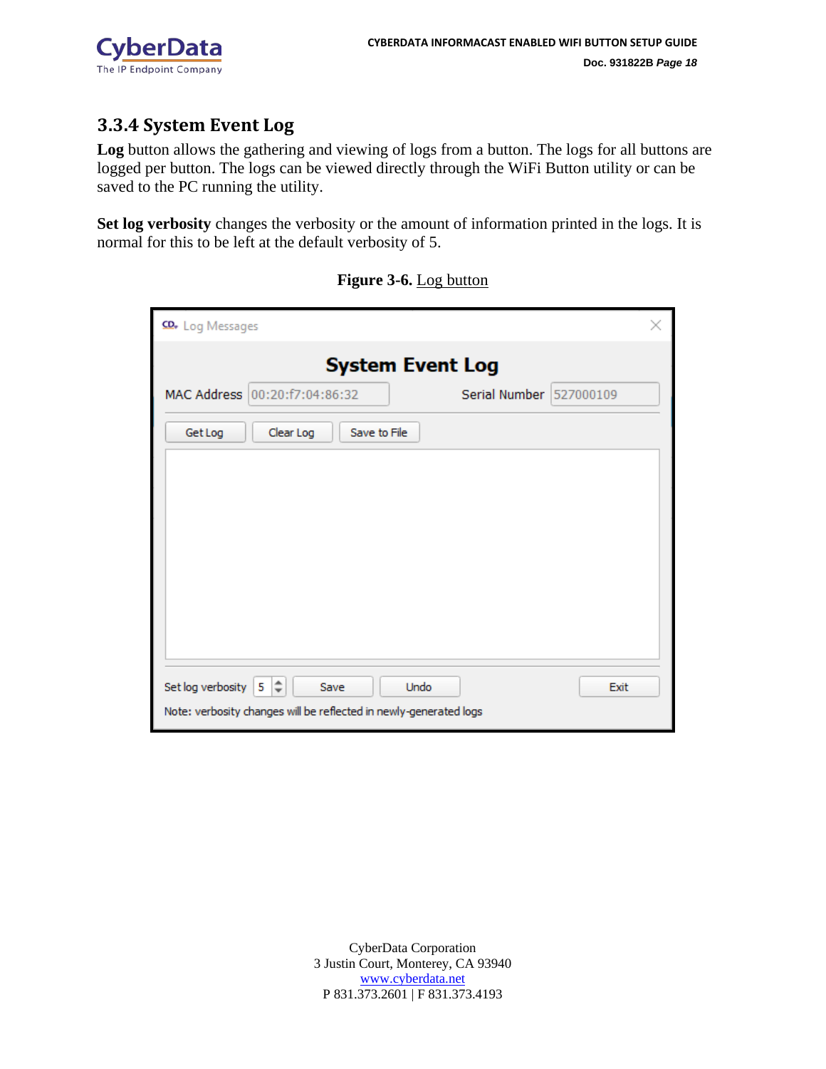### 3.3.4 System Event Log

**Log** button allows the gathering and viewing of logs from a button. The logs for all buttons are logged per button. The logs can be viewed directly through the WiFi Button utility or can be saved to the PC running the utility.

**Set log verbosity** changes the verbosity or the amount of information printed in the logs. It is normal for this to be left at the default verbosity of 5.

**Figure 3-6.** Log button

Log Messages

**System Event Log**

MAC Address: 00:20:f7:04:86:32 Serial Number: 527000109

Get Log | Clear Log | Save to File

Set log verbosity: 5 | Save | Undo | Exit

Note: verbosity changes will be reflected in newly-generated logs

CyberData Corporation
3 Justin Court, Monterey, CA 93940
www.cyberdata.net
P 831.373.2601 | F 831.373.4193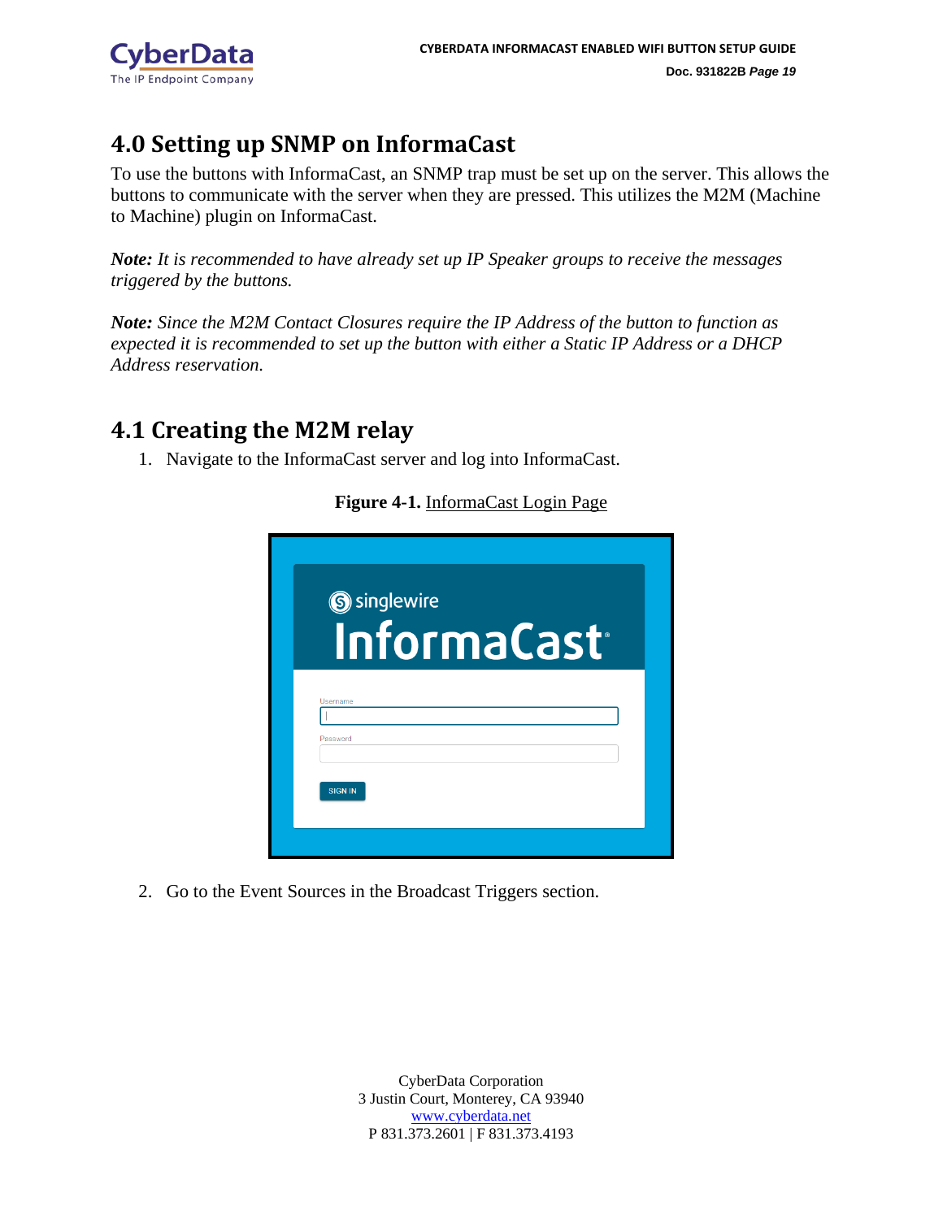## 4.0 Setting up SNMP on InformaCast

To use the buttons with InformaCast, an SNMP trap must be set up on the server. This allows the buttons to communicate with the server when they are pressed. This utilizes the M2M (Machine to Machine) plugin on InformaCast.

***Note:*** *It is recommended to have already set up IP Speaker groups to receive the messages triggered by the buttons.*

***Note:*** *Since the M2M Contact Closures require the IP Address of the button to function as expected it is recommended to set up the button with either a Static IP Address or a DHCP Address reservation.*

### 4.1 Creating the M2M relay

1. Navigate to the InformaCast server and log into InformaCast.

**Figure 4-1.** InformaCast Login Page

2. Go to the Event Sources in the Broadcast Triggers section.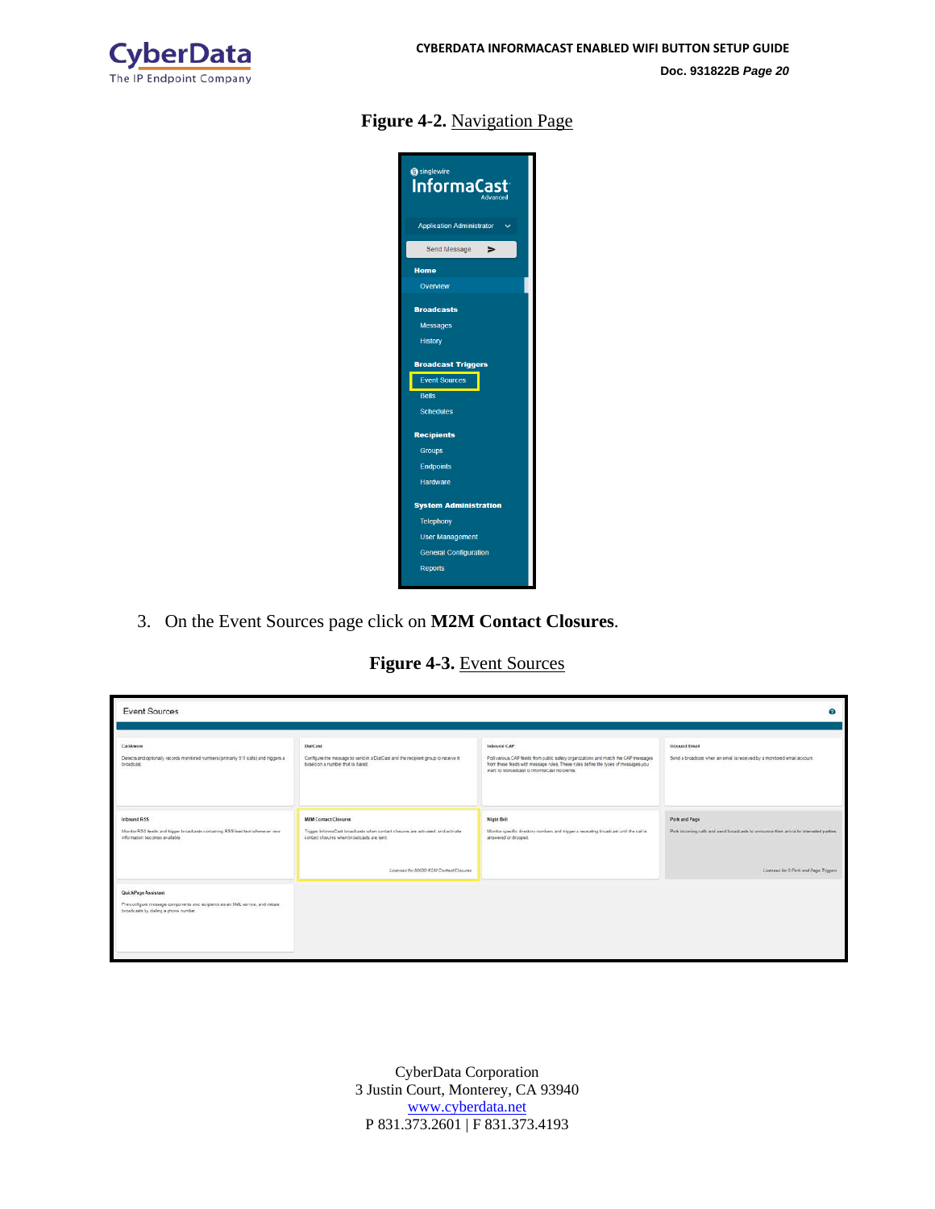**Figure 4-2.** Navigation Page

3. On the Event Sources page click on **M2M Contact Closures**.

**Figure 4-3.** Event Sources

CyberData Corporation
3 Justin Court, Monterey, CA 93940
www.cyberdata.net
P 831.373.2601 | F 831.373.4193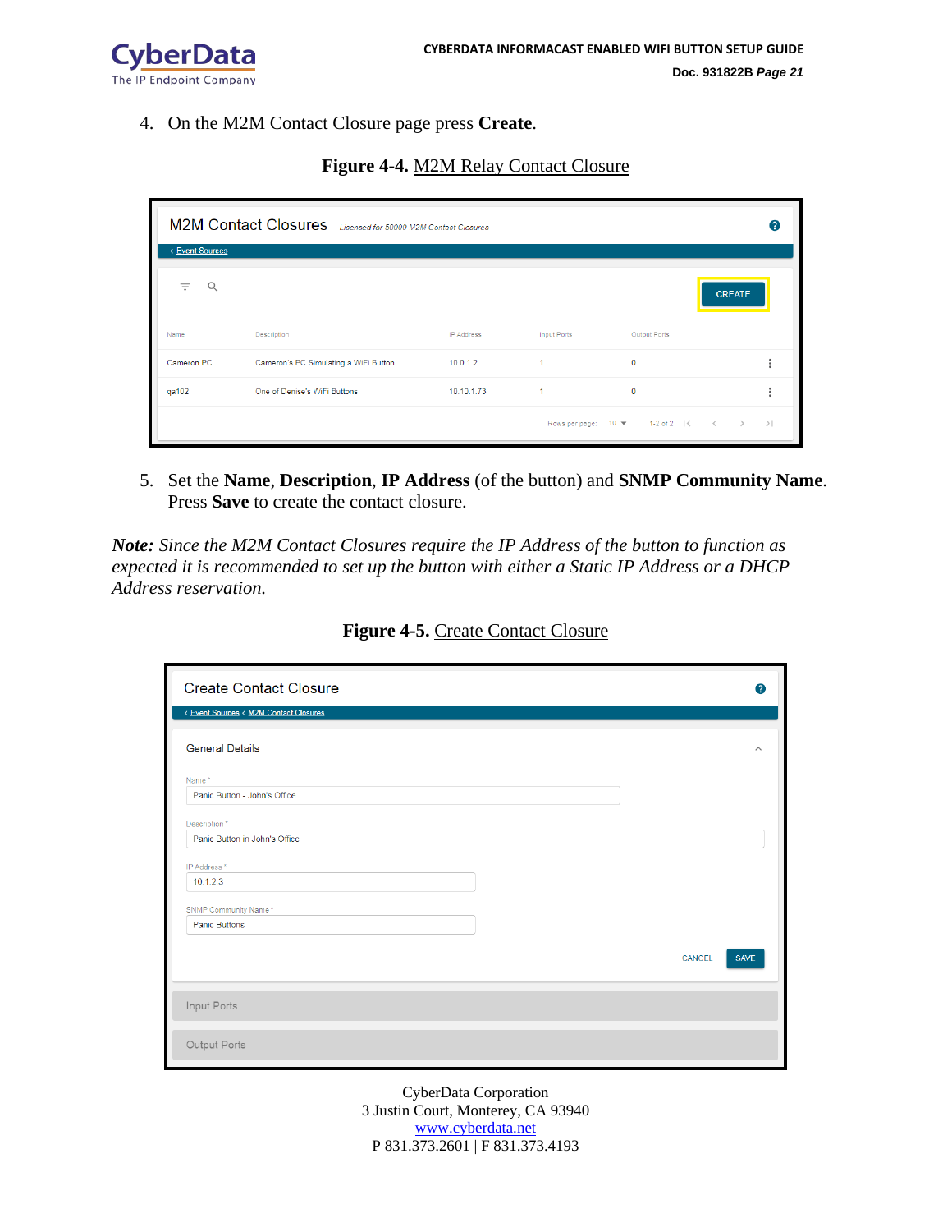4. On the M2M Contact Closure page press **Create**.

**Figure 4-4.** M2M Relay Contact Closure

5. Set the **Name**, **Description**, **IP Address** (of the button) and **SNMP Community Name**. Press **Save** to create the contact closure.

***Note:*** *Since the M2M Contact Closures require the IP Address of the button to function as expected it is recommended to set up the button with either a Static IP Address or a DHCP Address reservation.*

**Figure 4-5.** Create Contact Closure

CyberData Corporation
3 Justin Court, Monterey, CA 93940
www.cyberdata.net
P 831.373.2601 | F 831.373.4193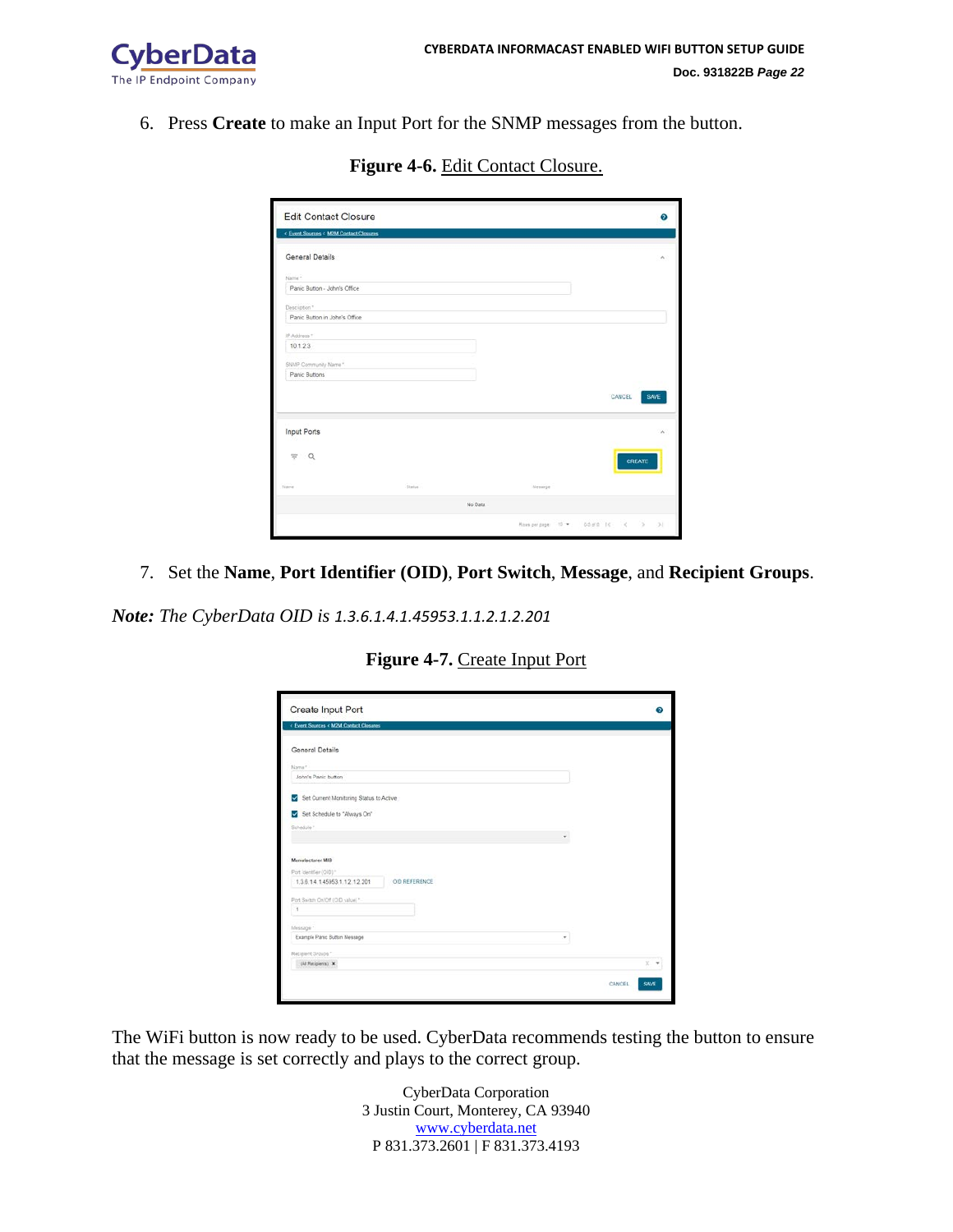6. Press **Create** to make an Input Port for the SNMP messages from the button.

**Figure 4-6.** Edit Contact Closure.

7. Set the **Name**, **Port Identifier (OID)**, **Port Switch**, **Message**, and **Recipient Groups**.

***Note:*** *The CyberData OID is* 1.3.6.1.4.1.45953.1.1.2.1.2.201

**Figure 4-7.** Create Input Port

The WiFi button is now ready to be used. CyberData recommends testing the button to ensure that the message is set correctly and plays to the correct group.

CyberData Corporation
3 Justin Court, Monterey, CA 93940
www.cyberdata.net
P 831.373.2601 | F 831.373.4193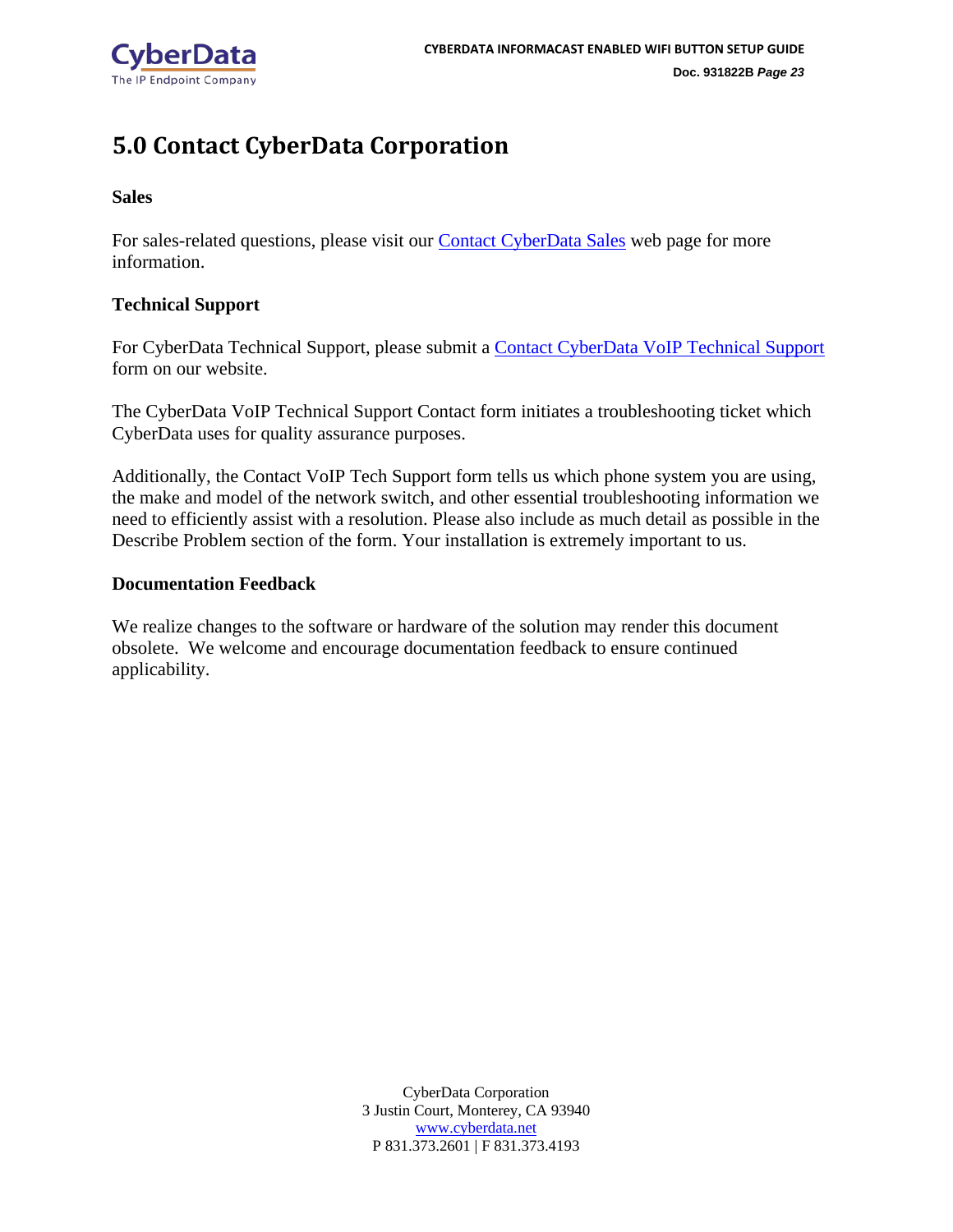# 5.0 Contact CyberData Corporation

**Sales**

For sales-related questions, please visit our Contact CyberData Sales web page for more information.

**Technical Support**

For CyberData Technical Support, please submit a Contact CyberData VoIP Technical Support form on our website.

The CyberData VoIP Technical Support Contact form initiates a troubleshooting ticket which CyberData uses for quality assurance purposes.

Additionally, the Contact VoIP Tech Support form tells us which phone system you are using, the make and model of the network switch, and other essential troubleshooting information we need to efficiently assist with a resolution. Please also include as much detail as possible in the Describe Problem section of the form. Your installation is extremely important to us.

**Documentation Feedback**

We realize changes to the software or hardware of the solution may render this document obsolete. We welcome and encourage documentation feedback to ensure continued applicability.